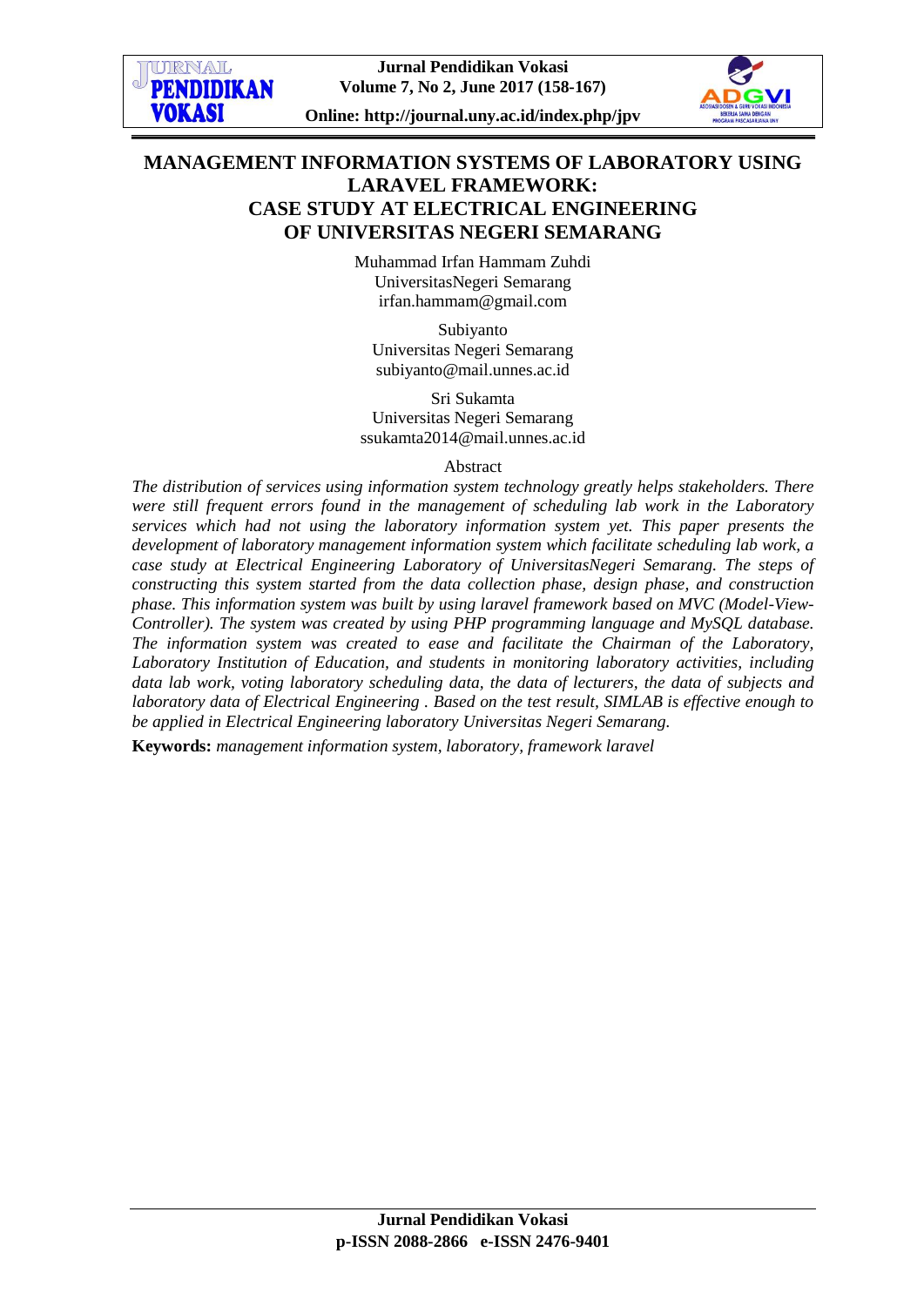# MANAGEMENT INFORMATION SYSTEMS OF LABORATORY USING LARAVEL FRAMEWORK: CASE STUDY AT ELECTRICAL ENGINEERING OF UNIVERSITAS NEGERI SEMARANG

Muhammad Irfan Hammam Zuhdi
UniversitasNegeri Semarang
irfan.hammam@gmail.com

Subiyanto
Universitas Negeri Semarang
subiyanto@mail.unnes.ac.id

Sri Sukamta
Universitas Negeri Semarang
ssukamta2014@mail.unnes.ac.id

Abstract

*The distribution of services using information system technology greatly helps stakeholders. There were still frequent errors found in the management of scheduling lab work in the Laboratory services which had not using the laboratory information system yet. This paper presents the development of laboratory management information system which facilitate scheduling lab work, a case study at Electrical Engineering Laboratory of UniversitasNegeri Semarang. The steps of constructing this system started from the data collection phase, design phase, and construction phase. This information system was built by using laravel framework based on MVC (Model-View-Controller). The system was created by using PHP programming language and MySQL database. The information system was created to ease and facilitate the Chairman of the Laboratory, Laboratory Institution of Education, and students in monitoring laboratory activities, including data lab work, voting laboratory scheduling data, the data of lecturers, the data of subjects and laboratory data of Electrical Engineering . Based on the test result, SIMLAB is effective enough to be applied in Electrical Engineering laboratory Universitas Negeri Semarang.*

**Keywords:** *management information system, laboratory, framework laravel*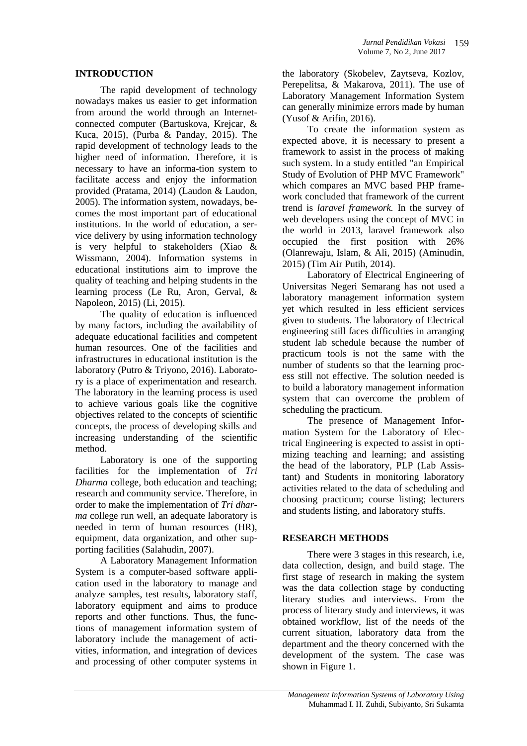## INTRODUCTION

The rapid development of technology nowadays makes us easier to get information from around the world through an Internet-connected computer (Bartuskova, Krejcar, & Kuca, 2015), (Purba & Panday, 2015). The rapid development of technology leads to the higher need of information. Therefore, it is necessary to have an informa-tion system to facilitate access and enjoy the information provided (Pratama, 2014) (Laudon & Laudon, 2005). The information system, nowadays, becomes the most important part of educational institutions. In the world of education, a service delivery by using information technology is very helpful to stakeholders (Xiao & Wissmann, 2004). Information systems in educational institutions aim to improve the quality of teaching and helping students in the learning process (Le Ru, Aron, Gerval, & Napoleon, 2015) (Li, 2015).

The quality of education is influenced by many factors, including the availability of adequate educational facilities and competent human resources. One of the facilities and infrastructures in educational institution is the laboratory (Putro & Triyono, 2016). Laboratory is a place of experimentation and research. The laboratory in the learning process is used to achieve various goals like the cognitive objectives related to the concepts of scientific concepts, the process of developing skills and increasing understanding of the scientific method.

Laboratory is one of the supporting facilities for the implementation of *Tri Dharma* college, both education and teaching; research and community service. Therefore, in order to make the implementation of *Tri dharma* college run well, an adequate laboratory is needed in term of human resources (HR), equipment, data organization, and other supporting facilities (Salahudin, 2007).

A Laboratory Management Information System is a computer-based software application used in the laboratory to manage and analyze samples, test results, laboratory staff, laboratory equipment and aims to produce reports and other functions. Thus, the functions of management information system of laboratory include the management of activities, information, and integration of devices and processing of other computer systems in the laboratory (Skobelev, Zaytseva, Kozlov, Perepelitsa, & Makarova, 2011). The use of Laboratory Management Information System can generally minimize errors made by human (Yusof & Arifin, 2016).

To create the information system as expected above, it is necessary to present a framework to assist in the process of making such system. In a study entitled "an Empirical Study of Evolution of PHP MVC Framework" which compares an MVC based PHP framework concluded that framework of the current trend is *laravel framework.* In the survey of web developers using the concept of MVC in the world in 2013, laravel framework also occupied the first position with 26% (Olanrewaju, Islam, & Ali, 2015) (Aminudin, 2015) (Tim Air Putih, 2014).

Laboratory of Electrical Engineering of Universitas Negeri Semarang has not used a laboratory management information system yet which resulted in less efficient services given to students. The laboratory of Electrical engineering still faces difficulties in arranging student lab schedule because the number of practicum tools is not the same with the number of students so that the learning process still not effective. The solution needed is to build a laboratory management information system that can overcome the problem of scheduling the practicum.

The presence of Management Information System for the Laboratory of Electrical Engineering is expected to assist in optimizing teaching and learning; and assisting the head of the laboratory, PLP (Lab Assistant) and Students in monitoring laboratory activities related to the data of scheduling and choosing practicum; course listing; lecturers and students listing, and laboratory stuffs.

## RESEARCH METHODS

There were 3 stages in this research, i.e, data collection, design, and build stage. The first stage of research in making the system was the data collection stage by conducting literary studies and interviews. From the process of literary study and interviews, it was obtained workflow, list of the needs of the current situation, laboratory data from the department and the theory concerned with the development of the system. The case was shown in Figure 1.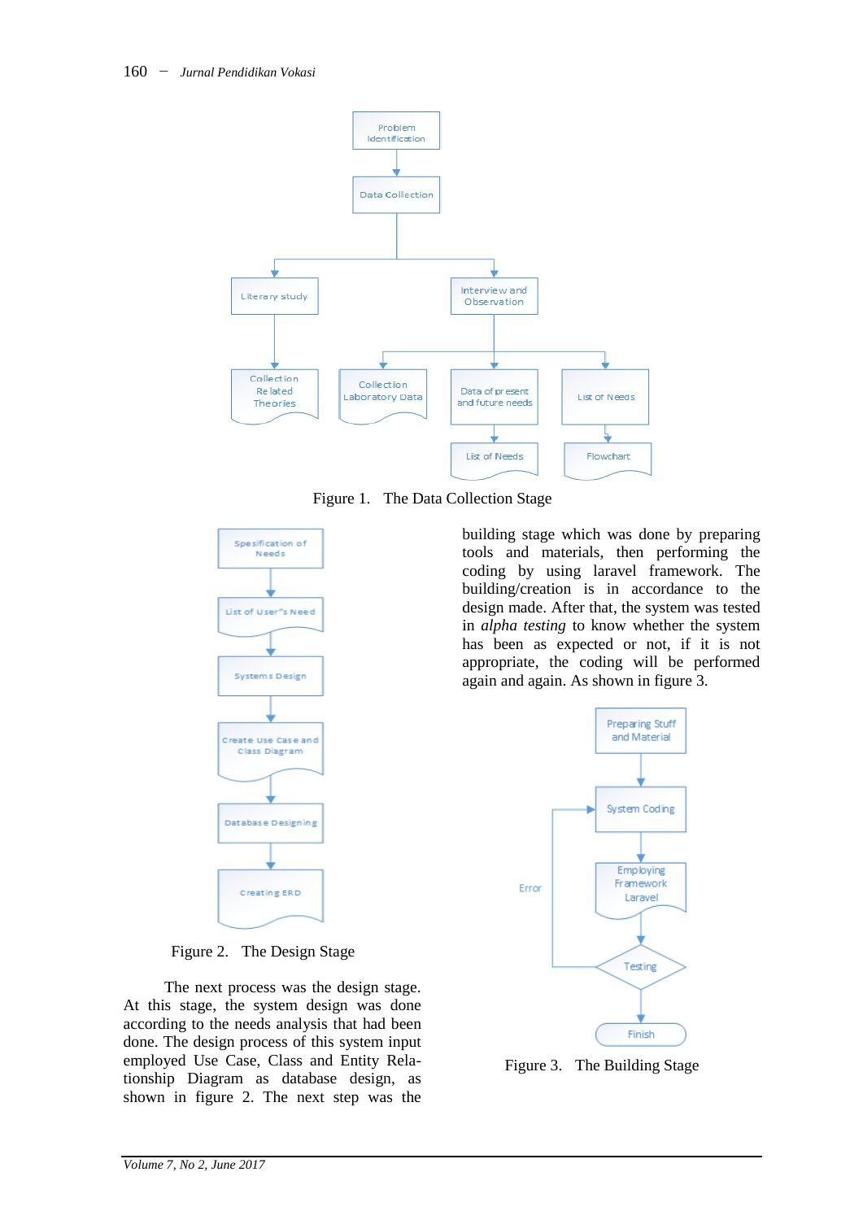Figure 1. The Data Collection Stage

Figure 2. The Design Stage

The next process was the design stage. At this stage, the system design was done according to the needs analysis that had been done. The design process of this system input employed Use Case, Class and Entity Relationship Diagram as database design, as shown in figure 2. The next step was the building stage which was done by preparing tools and materials, then performing the coding by using laravel framework. The building/creation is in accordance to the design made. After that, the system was tested in *alpha testing* to know whether the system has been as expected or not, if it is not appropriate, the coding will be performed again and again. As shown in figure 3.

Figure 3. The Building Stage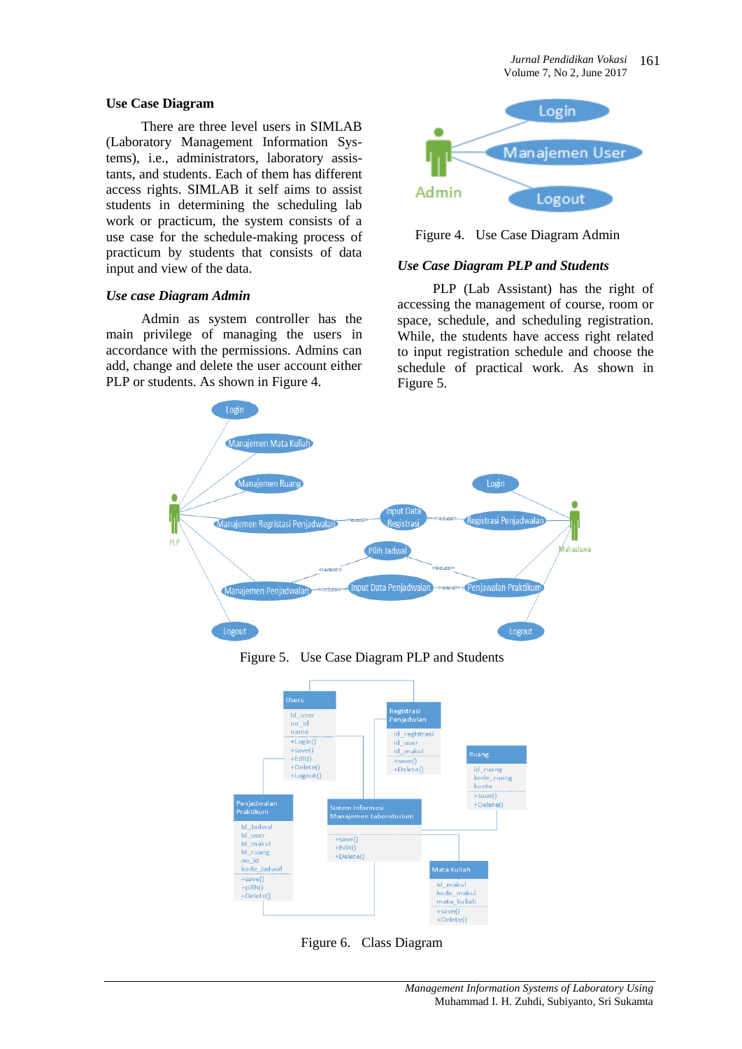### Use Case Diagram

There are three level users in SIMLAB (Laboratory Management Information Systems), i.e., administrators, laboratory assistants, and students. Each of them has different access rights. SIMLAB it self aims to assist students in determining the scheduling lab work or practicum, the system consists of a use case for the schedule-making process of practicum by students that consists of data input and view of the data.

### *Use case Diagram Admin*

Admin as system controller has the main privilege of managing the users in accordance with the permissions. Admins can add, change and delete the user account either PLP or students. As shown in Figure 4.

Figure 4. Use Case Diagram Admin

### *Use Case Diagram PLP and Students*

PLP (Lab Assistant) has the right of accessing the management of course, room or space, schedule, and scheduling registration. While, the students have access right related to input registration schedule and choose the schedule of practical work. As shown in Figure 5.

Figure 5. Use Case Diagram PLP and Students

Figure 6. Class Diagram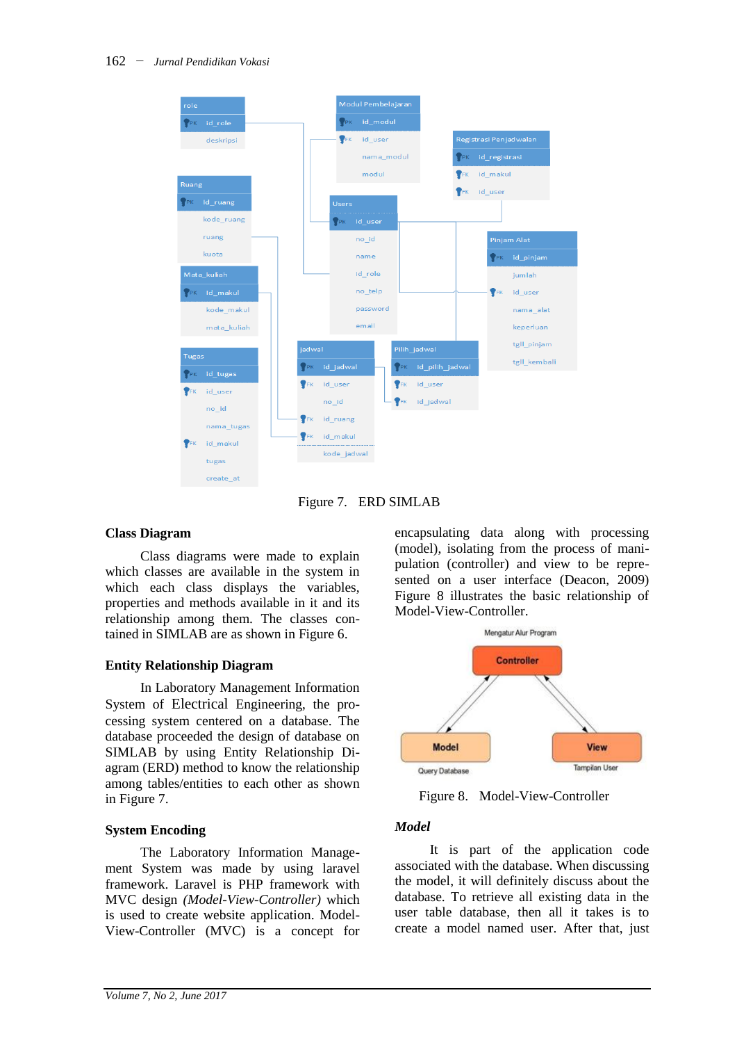Figure 7. ERD SIMLAB

## Class Diagram

Class diagrams were made to explain which classes are available in the system in which each class displays the variables, properties and methods available in it and its relationship among them. The classes contained in SIMLAB are as shown in Figure 6.

## Entity Relationship Diagram

In Laboratory Management Information System of Electrical Engineering, the processing system centered on a database. The database proceeded the design of database on SIMLAB by using Entity Relationship Diagram (ERD) method to know the relationship among tables/entities to each other as shown in Figure 7.

## System Encoding

The Laboratory Information Management System was made by using laravel framework. Laravel is PHP framework with MVC design *(Model-View-Controller)* which is used to create website application. Model-View-Controller (MVC) is a concept for encapsulating data along with processing (model), isolating from the process of manipulation (controller) and view to be represented on a user interface (Deacon, 2009) Figure 8 illustrates the basic relationship of Model-View-Controller.

Figure 8. Model-View-Controller

### *Model*

It is part of the application code associated with the database. When discussing the model, it will definitely discuss about the database. To retrieve all existing data in the user table database, then all it takes is to create a model named user. After that, just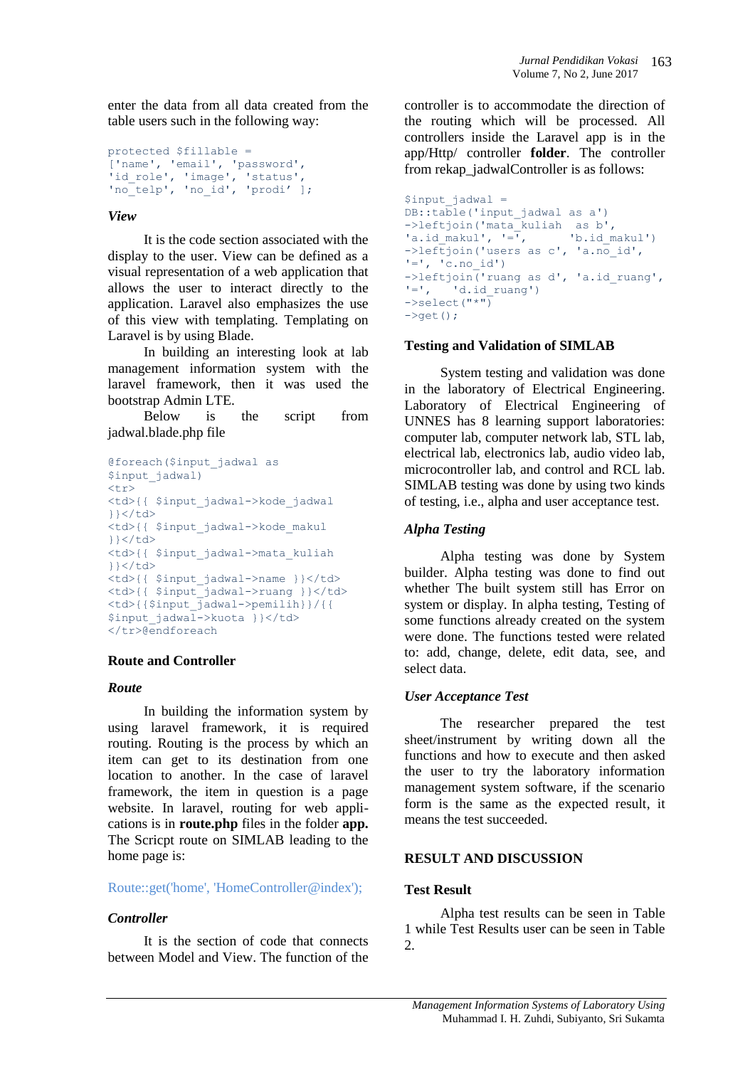enter the data from all data created from the table users such in the following way:

```
protected $fillable =
['name', 'email', 'password',
'id_role', 'image', 'status',
'no_telp', 'no_id', 'prodi' ];
```

### *View*

It is the code section associated with the display to the user. View can be defined as a visual representation of a web application that allows the user to interact directly to the application. Laravel also emphasizes the use of this view with templating. Templating on Laravel is by using Blade.

In building an interesting look at lab management information system with the laravel framework, then it was used the bootstrap Admin LTE.

Below is the script from jadwal.blade.php file

```
@foreach($input_jadwal as
$input_jadwal)
<tr>
<td>{{ $input_jadwal->kode_jadwal
}}</td>
<td>{{ $input_jadwal->kode_makul
}}</td>
<td>{{ $input_jadwal->mata_kuliah
}}</td>
<td>{{ $input_jadwal->name }}</td>
<td>{{ $input_jadwal->ruang }}</td>
<td>{{$input_jadwal->pemilih}}/{{
$input_jadwal->kuota }}</td>
</tr>@endforeach
```

## Route and Controller

### *Route*

In building the information system by using laravel framework, it is required routing. Routing is the process by which an item can get to its destination from one location to another. In the case of laravel framework, the item in question is a page website. In laravel, routing for web applications is in **route.php** files in the folder **app.** The Scricpt route on SIMLAB leading to the home page is:

```
Route::get('home', 'HomeController@index');
```

### *Controller*

It is the section of code that connects between Model and View. The function of the controller is to accommodate the direction of the routing which will be processed. All controllers inside the Laravel app is in the app/Http/ controller **folder**. The controller from rekap_jadwalController is as follows:

```
$input_jadwal =
DB::table('input_jadwal as a')
->leftjoin('mata_kuliah  as b',
'a.id_makul', '=',      'b.id_makul')
->leftjoin('users as c', 'a.no_id',
'=', 'c.no_id')
->leftjoin('ruang as d', 'a.id_ruang',
'=',   'd.id_ruang')
->select("*")
->get();
```

## Testing and Validation of SIMLAB

System testing and validation was done in the laboratory of Electrical Engineering. Laboratory of Electrical Engineering of UNNES has 8 learning support laboratories: computer lab, computer network lab, STL lab, electrical lab, electronics lab, audio video lab, microcontroller lab, and control and RCL lab. SIMLAB testing was done by using two kinds of testing, i.e., alpha and user acceptance test.

### *Alpha Testing*

Alpha testing was done by System builder. Alpha testing was done to find out whether The built system still has Error on system or display. In alpha testing, Testing of some functions already created on the system were done. The functions tested were related to: add, change, delete, edit data, see, and select data.

### *User Acceptance Test*

The researcher prepared the test sheet/instrument by writing down all the functions and how to execute and then asked the user to try the laboratory information management system software, if the scenario form is the same as the expected result, it means the test succeeded.

# RESULT AND DISCUSSION

## Test Result

Alpha test results can be seen in Table 1 while Test Results user can be seen in Table 2.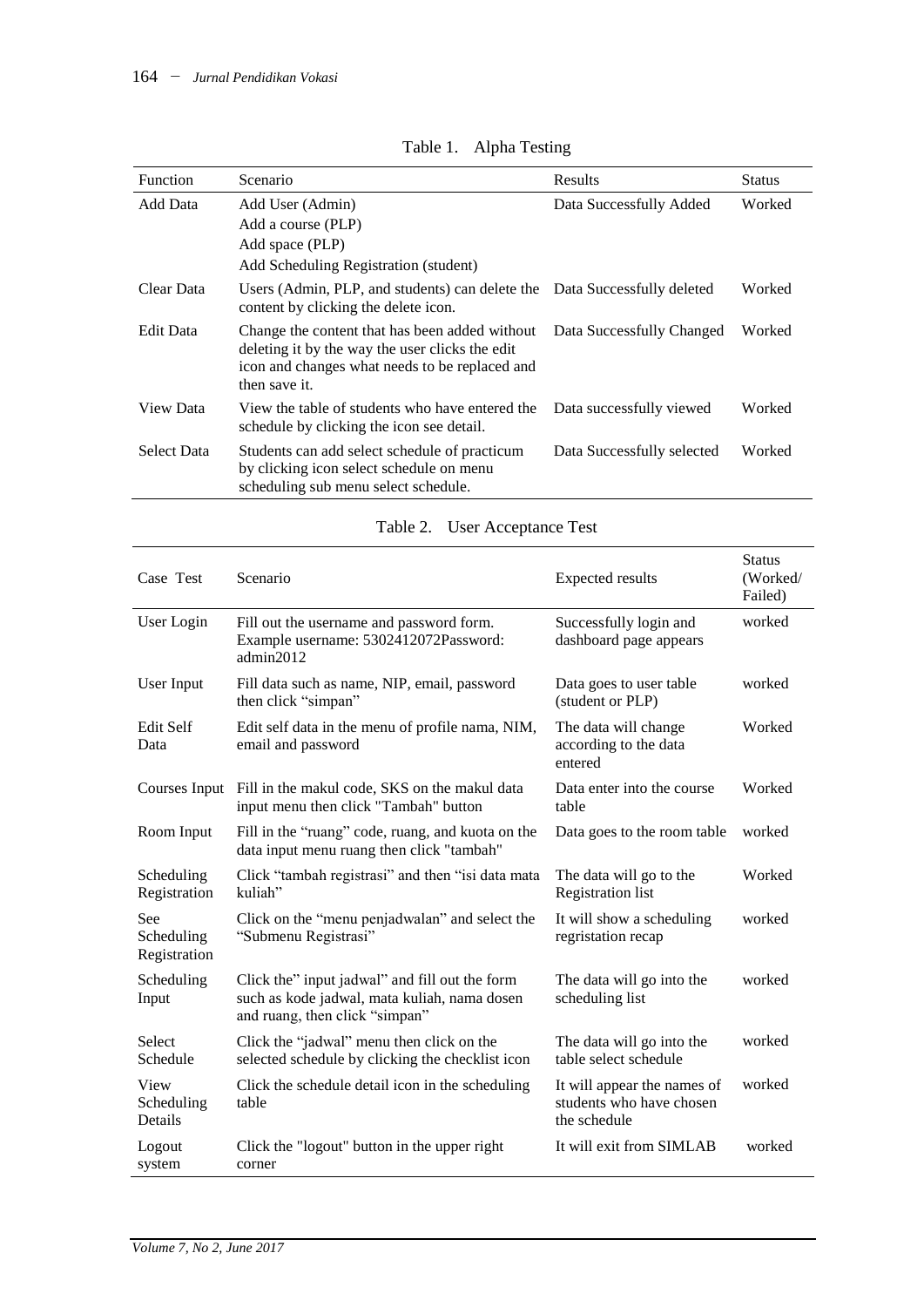Table 1. Alpha Testing

| Function | Scenario | Results | Status |
|---|---|---|---|
| Add Data | Add User (Admin)<br>Add a course (PLP)<br>Add space (PLP)<br>Add Scheduling Registration (student) | Data Successfully Added | Worked |
| Clear Data | Users (Admin, PLP, and students) can delete the content by clicking the delete icon. | Data Successfully deleted | Worked |
| Edit Data | Change the content that has been added without deleting it by the way the user clicks the edit icon and changes what needs to be replaced and then save it. | Data Successfully Changed | Worked |
| View Data | View the table of students who have entered the schedule by clicking the icon see detail. | Data successfully viewed | Worked |
| Select Data | Students can add select schedule of practicum by clicking icon select schedule on menu scheduling sub menu select schedule. | Data Successfully selected | Worked |

Table 2. User Acceptance Test

| Case Test | Scenario | Expected results | Status (Worked/ Failed) |
|---|---|---|---|
| User Login | Fill out the username and password form. Example username: 5302412072Password: admin2012 | Successfully login and dashboard page appears | worked |
| User Input | Fill data such as name, NIP, email, password then click "simpan" | Data goes to user table (student or PLP) | worked |
| Edit Self Data | Edit self data in the menu of profile nama, NIM, email and password | The data will change according to the data entered | Worked |
| Courses Input | Fill in the makul code, SKS on the makul data input menu then click "Tambah" button | Data enter into the course table | Worked |
| Room Input | Fill in the "ruang" code, ruang, and kuota on the data input menu ruang then click "tambah" | Data goes to the room table | worked |
| Scheduling Registration | Click "tambah registrasi" and then "isi data mata kuliah" | The data will go to the Registration list | Worked |
| See Scheduling Registration | Click on the "menu penjadwalan" and select the "Submenu Registrasi" | It will show a scheduling regristation recap | worked |
| Scheduling Input | Click the" input jadwal" and fill out the form such as kode jadwal, mata kuliah, nama dosen and ruang, then click "simpan" | The data will go into the scheduling list | worked |
| Select Schedule | Click the "jadwal" menu then click on the selected schedule by clicking the checklist icon | The data will go into the table select schedule | worked |
| View Scheduling Details | Click the schedule detail icon in the scheduling table | It will appear the names of students who have chosen the schedule | worked |
| Logout system | Click the "logout" button in the upper right corner | It will exit from SIMLAB | worked |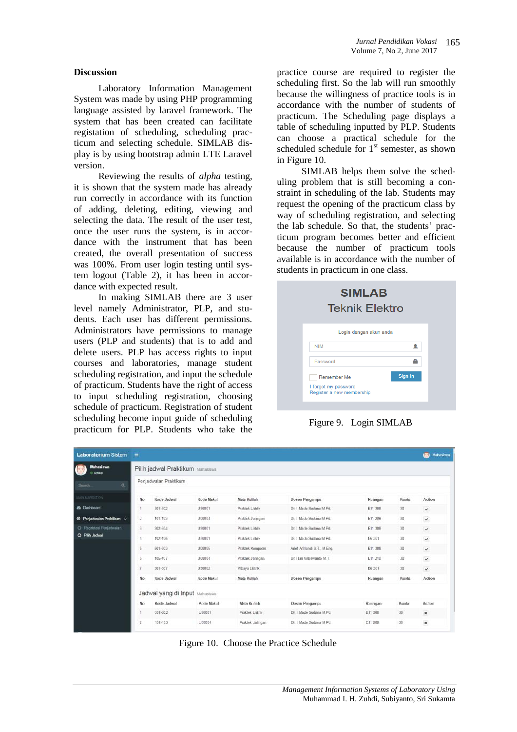## Discussion

Laboratory Information Management System was made by using PHP programming language assisted by laravel framework. The system that has been created can facilitate registation of scheduling, scheduling practicum and selecting schedule. SIMLAB display is by using bootstrap admin LTE Laravel version.

Reviewing the results of *alpha* testing, it is shown that the system made has already run correctly in accordance with its function of adding, deleting, editing, viewing and selecting the data. The result of the user test, once the user runs the system, is in accordance with the instrument that has been created, the overall presentation of success was 100%. From user login testing until system logout (Table 2), it has been in accordance with expected result.

In making SIMLAB there are 3 user level namely Administrator, PLP, and students. Each user has different permissions. Administrators have permissions to manage users (PLP and students) that is to add and delete users. PLP has access rights to input courses and laboratories, manage student scheduling registration, and input the schedule of practicum. Students have the right of access to input scheduling registration, choosing schedule of practicum. Registration of student scheduling become input guide of scheduling practicum for PLP. Students who take the practice course are required to register the scheduling first. So the lab will run smoothly because the willingness of practice tools is in accordance with the number of students of practicum. The Scheduling page displays a table of scheduling inputted by PLP. Students can choose a practical schedule for the scheduled schedule for 1st semester, as shown in Figure 10.

SIMLAB helps them solve the scheduling problem that is still becoming a constraint in scheduling of the lab. Students may request the opening of the practicum class by way of scheduling registration, and selecting the lab schedule. So that, the students' practicum program becomes better and efficient because the number of practicum tools available is in accordance with the number of students in practicum in one class.

Figure 9. Login SIMLAB

Figure 10. Choose the Practice Schedule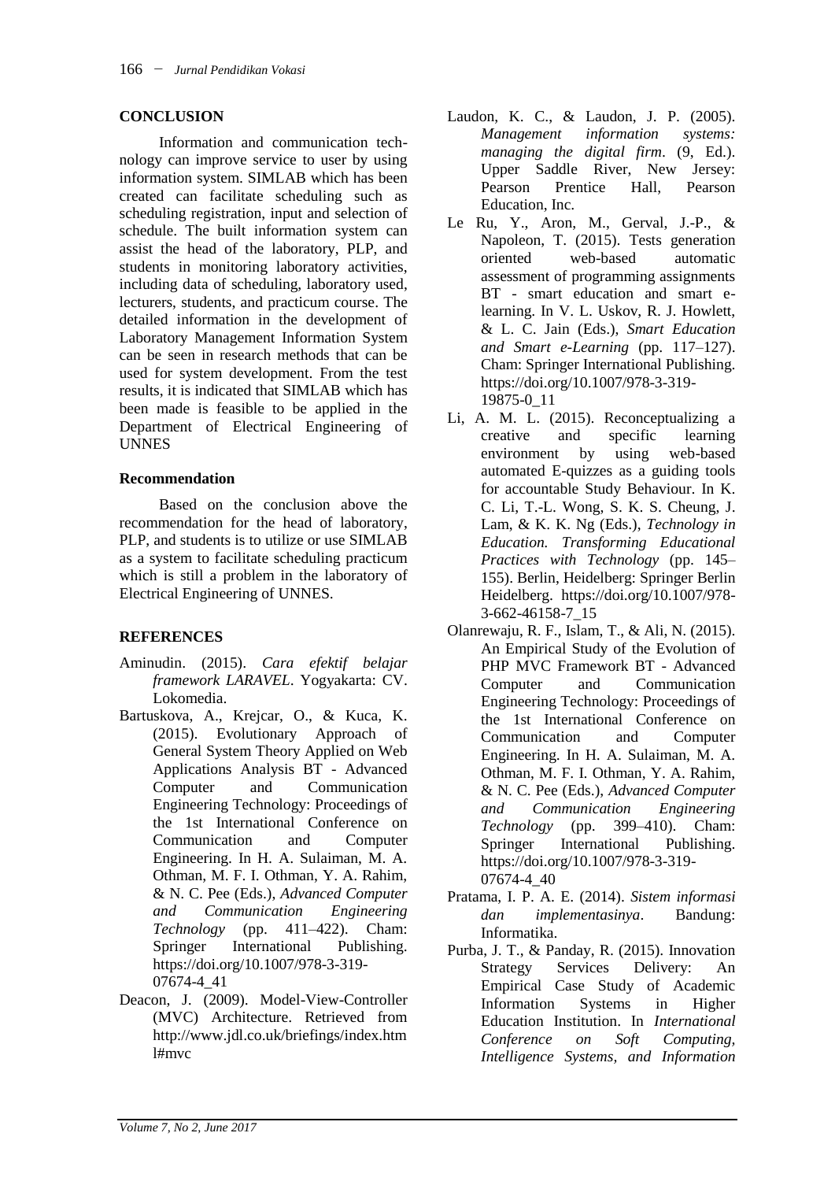## CONCLUSION

Information and communication technology can improve service to user by using information system. SIMLAB which has been created can facilitate scheduling such as scheduling registration, input and selection of schedule. The built information system can assist the head of the laboratory, PLP, and students in monitoring laboratory activities, including data of scheduling, laboratory used, lecturers, students, and practicum course. The detailed information in the development of Laboratory Management Information System can be seen in research methods that can be used for system development. From the test results, it is indicated that SIMLAB which has been made is feasible to be applied in the Department of Electrical Engineering of UNNES

### Recommendation

Based on the conclusion above the recommendation for the head of laboratory, PLP, and students is to utilize or use SIMLAB as a system to facilitate scheduling practicum which is still a problem in the laboratory of Electrical Engineering of UNNES.

## REFERENCES

Aminudin. (2015). *Cara efektif belajar framework LARAVEL*. Yogyakarta: CV. Lokomedia.

Bartuskova, A., Krejcar, O., & Kuca, K. (2015). Evolutionary Approach of General System Theory Applied on Web Applications Analysis BT - Advanced Computer and Communication Engineering Technology: Proceedings of the 1st International Conference on Communication and Computer Engineering. In H. A. Sulaiman, M. A. Othman, M. F. I. Othman, Y. A. Rahim, & N. C. Pee (Eds.), *Advanced Computer and Communication Engineering Technology* (pp. 411–422). Cham: Springer International Publishing. https://doi.org/10.1007/978-3-319-07674-4_41

Deacon, J. (2009). Model-View-Controller (MVC) Architecture. Retrieved from http://www.jdl.co.uk/briefings/index.html#mvc

Laudon, K. C., & Laudon, J. P. (2005). *Management information systems: managing the digital firm*. (9, Ed.). Upper Saddle River, New Jersey: Pearson Prentice Hall, Pearson Education, Inc.

Le Ru, Y., Aron, M., Gerval, J.-P., & Napoleon, T. (2015). Tests generation oriented web-based automatic assessment of programming assignments BT - smart education and smart e-learning. In V. L. Uskov, R. J. Howlett, & L. C. Jain (Eds.), *Smart Education and Smart e-Learning* (pp. 117–127). Cham: Springer International Publishing. https://doi.org/10.1007/978-3-319-19875-0_11

Li, A. M. L. (2015). Reconceptualizing a creative and specific learning environment by using web-based automated E-quizzes as a guiding tools for accountable Study Behaviour. In K. C. Li, T.-L. Wong, S. K. S. Cheung, J. Lam, & K. K. Ng (Eds.), *Technology in Education. Transforming Educational Practices with Technology* (pp. 145–155). Berlin, Heidelberg: Springer Berlin Heidelberg. https://doi.org/10.1007/978-3-662-46158-7_15

Olanrewaju, R. F., Islam, T., & Ali, N. (2015). An Empirical Study of the Evolution of PHP MVC Framework BT - Advanced Computer and Communication Engineering Technology: Proceedings of the 1st International Conference on Communication and Computer Engineering. In H. A. Sulaiman, M. A. Othman, M. F. I. Othman, Y. A. Rahim, & N. C. Pee (Eds.), *Advanced Computer and Communication Engineering Technology* (pp. 399–410). Cham: Springer International Publishing. https://doi.org/10.1007/978-3-319-07674-4_40

Pratama, I. P. A. E. (2014). *Sistem informasi dan implementasinya*. Bandung: Informatika.

Purba, J. T., & Panday, R. (2015). Innovation Strategy Services Delivery: An Empirical Case Study of Academic Information Systems in Higher Education Institution. In *International Conference on Soft Computing, Intelligence Systems, and Information*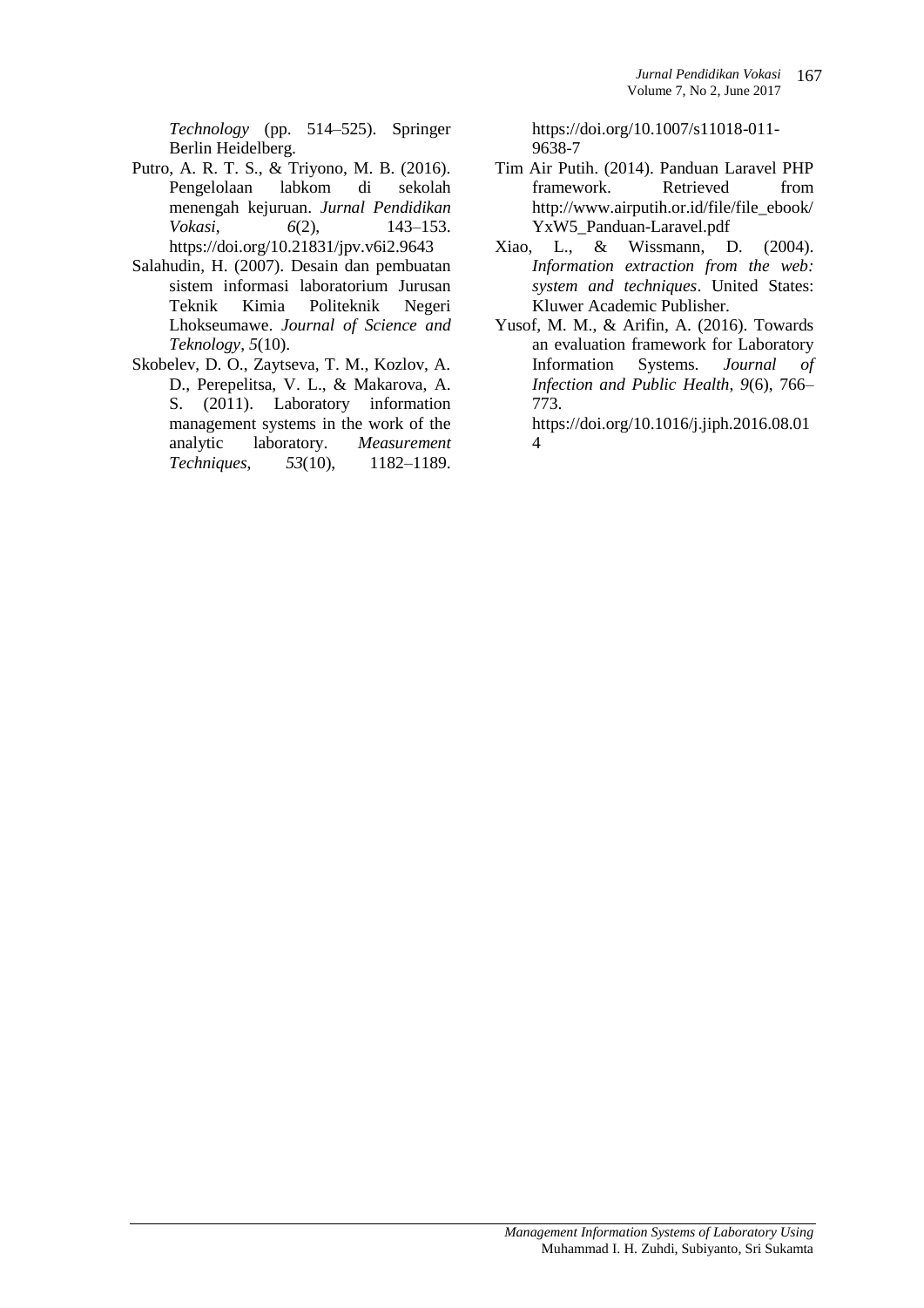*Technology* (pp. 514–525). Springer Berlin Heidelberg.

Putro, A. R. T. S., & Triyono, M. B. (2016). Pengelolaan labkom di sekolah menengah kejuruan. *Jurnal Pendidikan Vokasi*, *6*(2), 143–153. https://doi.org/10.21831/jpv.v6i2.9643

Salahudin, H. (2007). Desain dan pembuatan sistem informasi laboratorium Jurusan Teknik Kimia Politeknik Negeri Lhokseumawe. *Journal of Science and Teknology*, *5*(10).

Skobelev, D. O., Zaytseva, T. M., Kozlov, A. D., Perepelitsa, V. L., & Makarova, A. S. (2011). Laboratory information management systems in the work of the analytic laboratory. *Measurement Techniques*, *53*(10), 1182–1189. https://doi.org/10.1007/s11018-011-9638-7

Tim Air Putih. (2014). Panduan Laravel PHP framework. Retrieved from http://www.airputih.or.id/file/file_ebook/YxW5_Panduan-Laravel.pdf

Xiao, L., & Wissmann, D. (2004). *Information extraction from the web: system and techniques*. United States: Kluwer Academic Publisher.

Yusof, M. M., & Arifin, A. (2016). Towards an evaluation framework for Laboratory Information Systems. *Journal of Infection and Public Health*, *9*(6), 766–773. https://doi.org/10.1016/j.jiph.2016.08.014